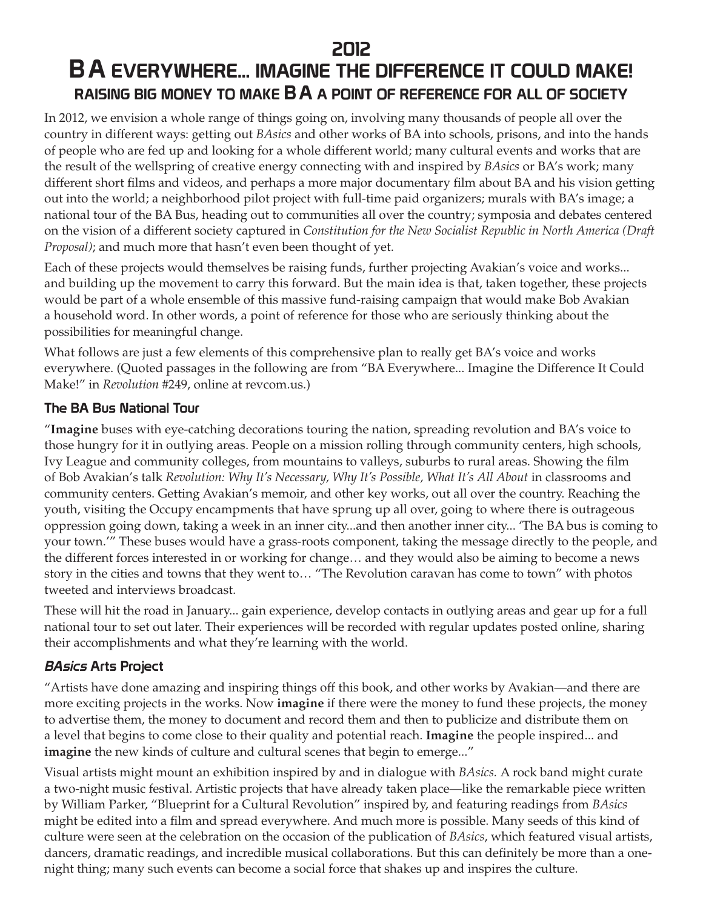# 2012

# BA EVERYWHERE... IMAGINE THE DIFFERENCE IT COULD MAKE!

## RAISING BIG MONEY TO MAKE BA A POINT OF REFERENCE FOR ALL OF SOCIETY

In 2012, we envision a whole range of things going on, involving many thousands of people all over the country in different ways: getting out *BAsics* and other works of BA into schools, prisons, and into the hands of people who are fed up and looking for a whole different world; many cultural events and works that are the result of the wellspring of creative energy connecting with and inspired by *BAsics* or BA's work; many different short films and videos, and perhaps a more major documentary film about BA and his vision getting out into the world; a neighborhood pilot project with full-time paid organizers; murals with BA's image; a national tour of the BA Bus, heading out to communities all over the country; symposia and debates centered on the vision of a different society captured in *Constitution for the New Socialist Republic in North America (Draft Proposal)*; and much more that hasn't even been thought of yet.

Each of these projects would themselves be raising funds, further projecting Avakian's voice and works... and building up the movement to carry this forward. But the main idea is that, taken together, these projects would be part of a whole ensemble of this massive fund-raising campaign that would make Bob Avakian a household word. In other words, a point of reference for those who are seriously thinking about the possibilities for meaningful change.

What follows are just a few elements of this comprehensive plan to really get BA's voice and works everywhere. (Quoted passages in the following are from "BA Everywhere... Imagine the Difference It Could Make!" in *Revolution* #249, online at revcom.us.)

### The BA Bus National Tour

"**Imagine** buses with eye-catching decorations touring the nation, spreading revolution and BA's voice to those hungry for it in outlying areas. People on a mission rolling through community centers, high schools, Ivy League and community colleges, from mountains to valleys, suburbs to rural areas. Showing the film of Bob Avakian's talk *Revolution: Why It's Necessary, Why It's Possible, What It's All About* in classrooms and community centers. Getting Avakian's memoir, and other key works, out all over the country. Reaching the youth, visiting the Occupy encampments that have sprung up all over, going to where there is outrageous oppression going down, taking a week in an inner city...and then another inner city... 'The BA bus is coming to your town.'" These buses would have a grass-roots component, taking the message directly to the people, and the different forces interested in or working for change… and they would also be aiming to become a news story in the cities and towns that they went to… "The Revolution caravan has come to town" with photos tweeted and interviews broadcast.

These will hit the road in January... gain experience, develop contacts in outlying areas and gear up for a full national tour to set out later. Their experiences will be recorded with regular updates posted online, sharing their accomplishments and what they're learning with the world.

### *BAsics* Arts Project

"Artists have done amazing and inspiring things off this book, and other works by Avakian—and there are more exciting projects in the works. Now **imagine** if there were the money to fund these projects, the money to advertise them, the money to document and record them and then to publicize and distribute them on a level that begins to come close to their quality and potential reach. **Imagine** the people inspired... and **imagine** the new kinds of culture and cultural scenes that begin to emerge..."

Visual artists might mount an exhibition inspired by and in dialogue with *BAsics.* A rock band might curate a two-night music festival. Artistic projects that have already taken place—like the remarkable piece written by William Parker, "Blueprint for a Cultural Revolution" inspired by, and featuring readings from *BAsics* might be edited into a film and spread everywhere. And much more is possible. Many seeds of this kind of culture were seen at the celebration on the occasion of the publication of *BAsics*, which featured visual artists, dancers, dramatic readings, and incredible musical collaborations. But this can definitely be more than a one-night thing; many such events can become a social force that shakes up and inspires the culture.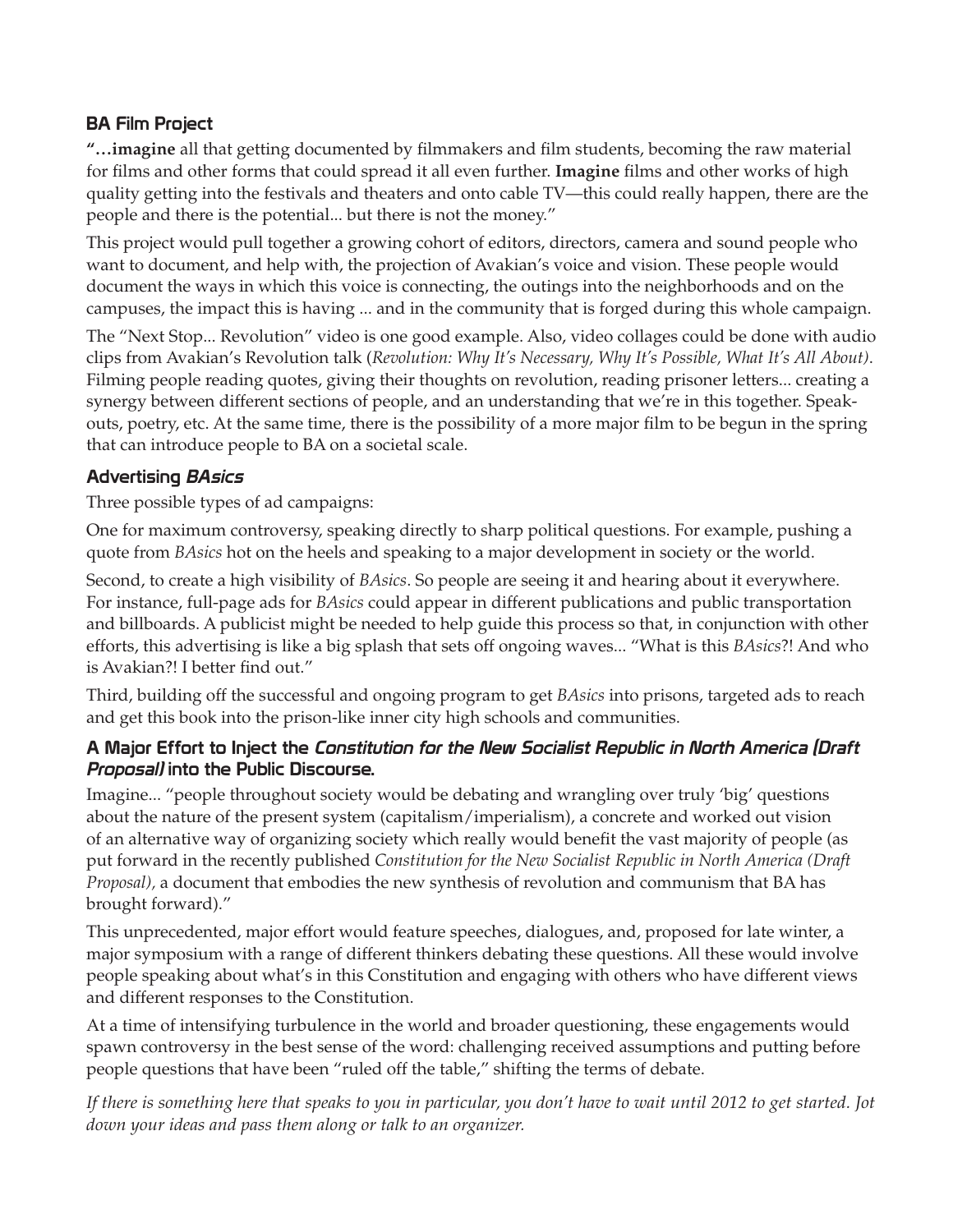## BA Film Project

**"…imagine** all that getting documented by filmmakers and film students, becoming the raw material for films and other forms that could spread it all even further. **Imagine** films and other works of high quality getting into the festivals and theaters and onto cable TV—this could really happen, there are the people and there is the potential... but there is not the money."

This project would pull together a growing cohort of editors, directors, camera and sound people who want to document, and help with, the projection of Avakian's voice and vision. These people would document the ways in which this voice is connecting, the outings into the neighborhoods and on the campuses, the impact this is having ... and in the community that is forged during this whole campaign.

The "Next Stop... Revolution" video is one good example. Also, video collages could be done with audio clips from Avakian's Revolution talk (*Revolution: Why It's Necessary, Why It's Possible, What It's All About)*. Filming people reading quotes, giving their thoughts on revolution, reading prisoner letters... creating a synergy between different sections of people, and an understanding that we're in this together. Speak-outs, poetry, etc. At the same time, there is the possibility of a more major film to be begun in the spring that can introduce people to BA on a societal scale.

## Advertising *BAsics*

Three possible types of ad campaigns:

One for maximum controversy, speaking directly to sharp political questions. For example, pushing a quote from *BAsics* hot on the heels and speaking to a major development in society or the world.

Second, to create a high visibility of *BAsics*. So people are seeing it and hearing about it everywhere. For instance, full-page ads for *BAsics* could appear in different publications and public transportation and billboards. A publicist might be needed to help guide this process so that, in conjunction with other efforts, this advertising is like a big splash that sets off ongoing waves... "What is this *BAsics*?! And who is Avakian?! I better find out."

Third, building off the successful and ongoing program to get *BAsics* into prisons, targeted ads to reach and get this book into the prison-like inner city high schools and communities.

## A Major Effort to Inject the *Constitution for the New Socialist Republic in North America (Draft Proposal)* into the Public Discourse.

Imagine... "people throughout society would be debating and wrangling over truly 'big' questions about the nature of the present system (capitalism/imperialism), a concrete and worked out vision of an alternative way of organizing society which really would benefit the vast majority of people (as put forward in the recently published *Constitution for the New Socialist Republic in North America (Draft Proposal),* a document that embodies the new synthesis of revolution and communism that BA has brought forward)."

This unprecedented, major effort would feature speeches, dialogues, and, proposed for late winter, a major symposium with a range of different thinkers debating these questions. All these would involve people speaking about what's in this Constitution and engaging with others who have different views and different responses to the Constitution.

At a time of intensifying turbulence in the world and broader questioning, these engagements would spawn controversy in the best sense of the word: challenging received assumptions and putting before people questions that have been "ruled off the table," shifting the terms of debate.

*If there is something here that speaks to you in particular, you don't have to wait until 2012 to get started. Jot down your ideas and pass them along or talk to an organizer.*